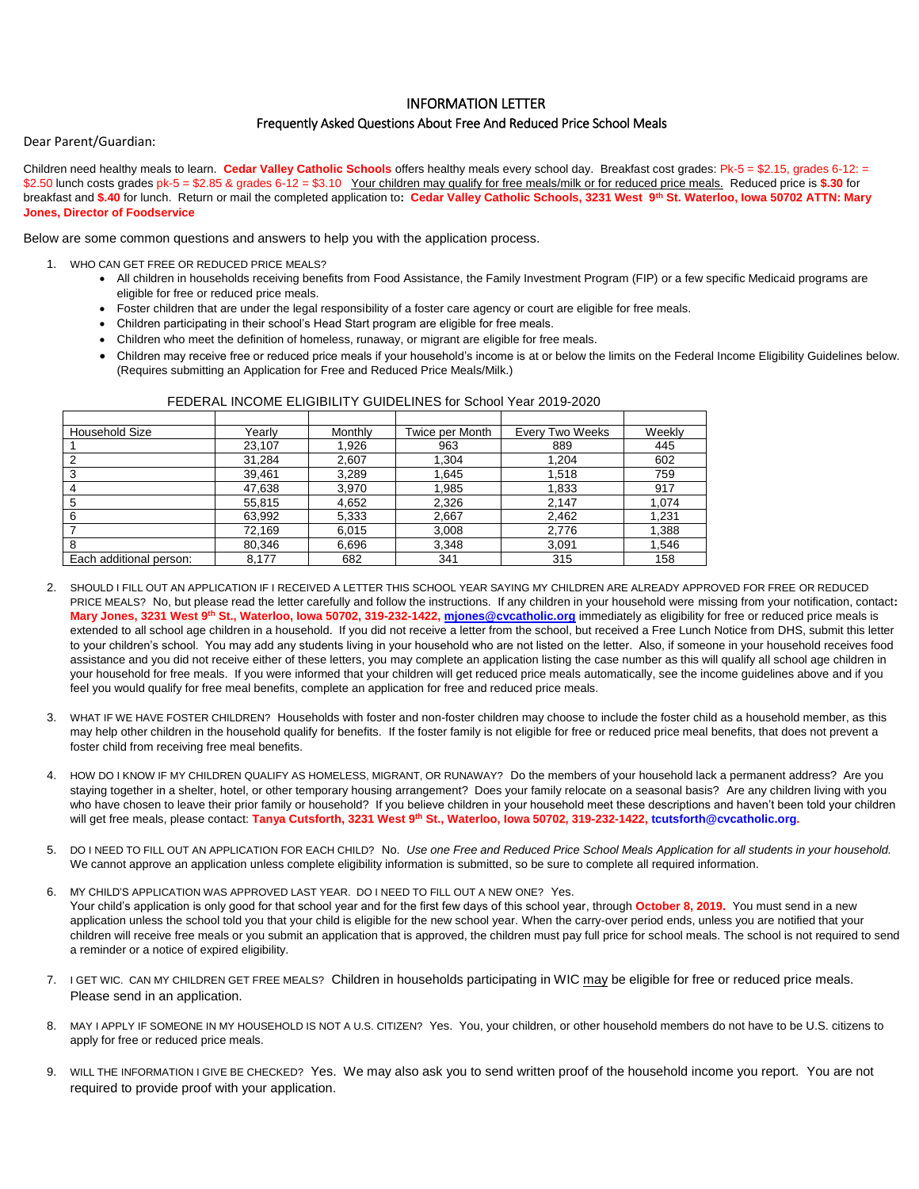# INFORMATION LETTER

## Frequently Asked Questions About Free And Reduced Price School Meals

Dear Parent/Guardian:

Children need healthy meals to learn. **Cedar Valley Catholic Schools** offers healthy meals every school day. Breakfast cost grades: Pk-5 = $2.15, grades 6-12: = $2.50 lunch costs grades pk-5 = $2.85 & grades 6-12 = $3.10 Your children may qualify for free meals/milk or for reduced price meals. Reduced price is **$.30** for breakfast and **$.40** for lunch. Return or mail the completed application to**: Cedar Valley Catholic Schools, 3231 West 9th St. Waterloo, Iowa 50702 ATTN: Mary Jones, Director of Foodservice**

Below are some common questions and answers to help you with the application process.

1. WHO CAN GET FREE OR REDUCED PRICE MEALS?
   - All children in households receiving benefits from Food Assistance, the Family Investment Program (FIP) or a few specific Medicaid programs are eligible for free or reduced price meals.
   - Foster children that are under the legal responsibility of a foster care agency or court are eligible for free meals.
   - Children participating in their school's Head Start program are eligible for free meals.
   - Children who meet the definition of homeless, runaway, or migrant are eligible for free meals.
   - Children may receive free or reduced price meals if your household's income is at or below the limits on the Federal Income Eligibility Guidelines below. (Requires submitting an Application for Free and Reduced Price Meals/Milk.)

FEDERAL INCOME ELIGIBILITY GUIDELINES for School Year 2019-2020

| Household Size | Yearly | Monthly | Twice per Month | Every Two Weeks | Weekly |
|---|---|---|---|---|---|
| 1 | 23,107 | 1,926 | 963 | 889 | 445 |
| 2 | 31,284 | 2,607 | 1,304 | 1,204 | 602 |
| 3 | 39,461 | 3,289 | 1,645 | 1,518 | 759 |
| 4 | 47,638 | 3,970 | 1,985 | 1,833 | 917 |
| 5 | 55,815 | 4,652 | 2,326 | 2,147 | 1,074 |
| 6 | 63,992 | 5,333 | 2,667 | 2,462 | 1,231 |
| 7 | 72,169 | 6,015 | 3,008 | 2,776 | 1,388 |
| 8 | 80,346 | 6,696 | 3,348 | 3,091 | 1,546 |
| Each additional person: | 8,177 | 682 | 341 | 315 | 158 |

2. SHOULD I FILL OUT AN APPLICATION IF I RECEIVED A LETTER THIS SCHOOL YEAR SAYING MY CHILDREN ARE ALREADY APPROVED FOR FREE OR REDUCED PRICE MEALS? No, but please read the letter carefully and follow the instructions. If any children in your household were missing from your notification, contact**: Mary Jones, 3231 West 9th St., Waterloo, Iowa 50702, 319-232-1422, mjones@cvcatholic.org** immediately as eligibility for free or reduced price meals is extended to all school age children in a household. If you did not receive a letter from the school, but received a Free Lunch Notice from DHS, submit this letter to your children's school. You may add any students living in your household who are not listed on the letter. Also, if someone in your household receives food assistance and you did not receive either of these letters, you may complete an application listing the case number as this will qualify all school age children in your household for free meals. If you were informed that your children will get reduced price meals automatically, see the income guidelines above and if you feel you would qualify for free meal benefits, complete an application for free and reduced price meals.

3. WHAT IF WE HAVE FOSTER CHILDREN? Households with foster and non-foster children may choose to include the foster child as a household member, as this may help other children in the household qualify for benefits. If the foster family is not eligible for free or reduced price meal benefits, that does not prevent a foster child from receiving free meal benefits.

4. HOW DO I KNOW IF MY CHILDREN QUALIFY AS HOMELESS, MIGRANT, OR RUNAWAY? Do the members of your household lack a permanent address? Are you staying together in a shelter, hotel, or other temporary housing arrangement? Does your family relocate on a seasonal basis? Are any children living with you who have chosen to leave their prior family or household? If you believe children in your household meet these descriptions and haven't been told your children will get free meals, please contact: **Tanya Cutsforth, 3231 West 9th St., Waterloo, Iowa 50702, 319-232-1422, tcutsforth@cvcatholic.org.**

5. DO I NEED TO FILL OUT AN APPLICATION FOR EACH CHILD? No. *Use one Free and Reduced Price School Meals Application for all students in your household.* We cannot approve an application unless complete eligibility information is submitted, so be sure to complete all required information.

6. MY CHILD'S APPLICATION WAS APPROVED LAST YEAR. DO I NEED TO FILL OUT A NEW ONE? Yes.
   Your child's application is only good for that school year and for the first few days of this school year, through **October 8, 2019.** You must send in a new application unless the school told you that your child is eligible for the new school year. When the carry-over period ends, unless you are notified that your children will receive free meals or you submit an application that is approved, the children must pay full price for school meals. The school is not required to send a reminder or a notice of expired eligibility.

7. I GET WIC. CAN MY CHILDREN GET FREE MEALS? Children in households participating in WIC may be eligible for free or reduced price meals. Please send in an application.

8. MAY I APPLY IF SOMEONE IN MY HOUSEHOLD IS NOT A U.S. CITIZEN? Yes. You, your children, or other household members do not have to be U.S. citizens to apply for free or reduced price meals.

9. WILL THE INFORMATION I GIVE BE CHECKED? Yes. We may also ask you to send written proof of the household income you report. You are not required to provide proof with your application.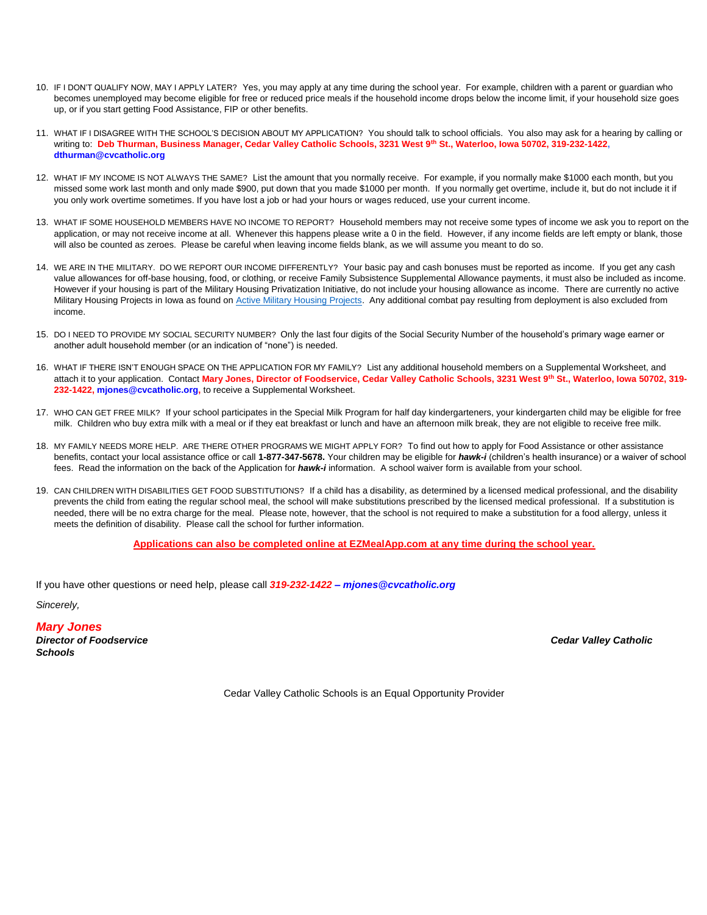10. IF I DON'T QUALIFY NOW, MAY I APPLY LATER? Yes, you may apply at any time during the school year. For example, children with a parent or guardian who becomes unemployed may become eligible for free or reduced price meals if the household income drops below the income limit, if your household size goes up, or if you start getting Food Assistance, FIP or other benefits.

11. WHAT IF I DISAGREE WITH THE SCHOOL'S DECISION ABOUT MY APPLICATION? You should talk to school officials. You also may ask for a hearing by calling or writing to: **Deb Thurman, Business Manager, Cedar Valley Catholic Schools, 3231 West 9th St., Waterloo, Iowa 50702, 319-232-1422**, **dthurman@cvcatholic.org**

12. WHAT IF MY INCOME IS NOT ALWAYS THE SAME? List the amount that you normally receive. For example, if you normally make $1000 each month, but you missed some work last month and only made $900, put down that you made $1000 per month. If you normally get overtime, include it, but do not include it if you only work overtime sometimes. If you have lost a job or had your hours or wages reduced, use your current income.

13. WHAT IF SOME HOUSEHOLD MEMBERS HAVE NO INCOME TO REPORT? Household members may not receive some types of income we ask you to report on the application, or may not receive income at all. Whenever this happens please write a 0 in the field. However, if any income fields are left empty or blank, those will also be counted as zeroes. Please be careful when leaving income fields blank, as we will assume you meant to do so.

14. WE ARE IN THE MILITARY. DO WE REPORT OUR INCOME DIFFERENTLY? Your basic pay and cash bonuses must be reported as income. If you get any cash value allowances for off-base housing, food, or clothing, or receive Family Subsistence Supplemental Allowance payments, it must also be included as income. However if your housing is part of the Military Housing Privatization Initiative, do not include your housing allowance as income. There are currently no active Military Housing Projects in Iowa as found on Active Military Housing Projects. Any additional combat pay resulting from deployment is also excluded from income.

15. DO I NEED TO PROVIDE MY SOCIAL SECURITY NUMBER? Only the last four digits of the Social Security Number of the household's primary wage earner or another adult household member (or an indication of "none") is needed.

16. WHAT IF THERE ISN'T ENOUGH SPACE ON THE APPLICATION FOR MY FAMILY? List any additional household members on a Supplemental Worksheet, and attach it to your application. Contact **Mary Jones, Director of Foodservice, Cedar Valley Catholic Schools, 3231 West 9th St., Waterloo, Iowa 50702, 319-232-1422, mjones@cvcatholic.org**, to receive a Supplemental Worksheet.

17. WHO CAN GET FREE MILK? If your school participates in the Special Milk Program for half day kindergarteners, your kindergarten child may be eligible for free milk. Children who buy extra milk with a meal or if they eat breakfast or lunch and have an afternoon milk break, they are not eligible to receive free milk.

18. MY FAMILY NEEDS MORE HELP. ARE THERE OTHER PROGRAMS WE MIGHT APPLY FOR? To find out how to apply for Food Assistance or other assistance benefits, contact your local assistance office or call **1-877-347-5678.** Your children may be eligible for ***hawk-i*** (children's health insurance) or a waiver of school fees. Read the information on the back of the Application for ***hawk-i*** information. A school waiver form is available from your school.

19. CAN CHILDREN WITH DISABILITIES GET FOOD SUBSTITUTIONS? If a child has a disability, as determined by a licensed medical professional, and the disability prevents the child from eating the regular school meal, the school will make substitutions prescribed by the licensed medical professional. If a substitution is needed, there will be no extra charge for the meal. Please note, however, that the school is not required to make a substitution for a food allergy, unless it meets the definition of disability. Please call the school for further information.

**Applications can also be completed online at EZMealApp.com at any time during the school year.**

If you have other questions or need help, please call ***319-232-1422 – mjones@cvcatholic.org***

*Sincerely,*

***Mary Jones***
***Director of Foodservice*** ***Cedar Valley Catholic Schools***

Cedar Valley Catholic Schools is an Equal Opportunity Provider